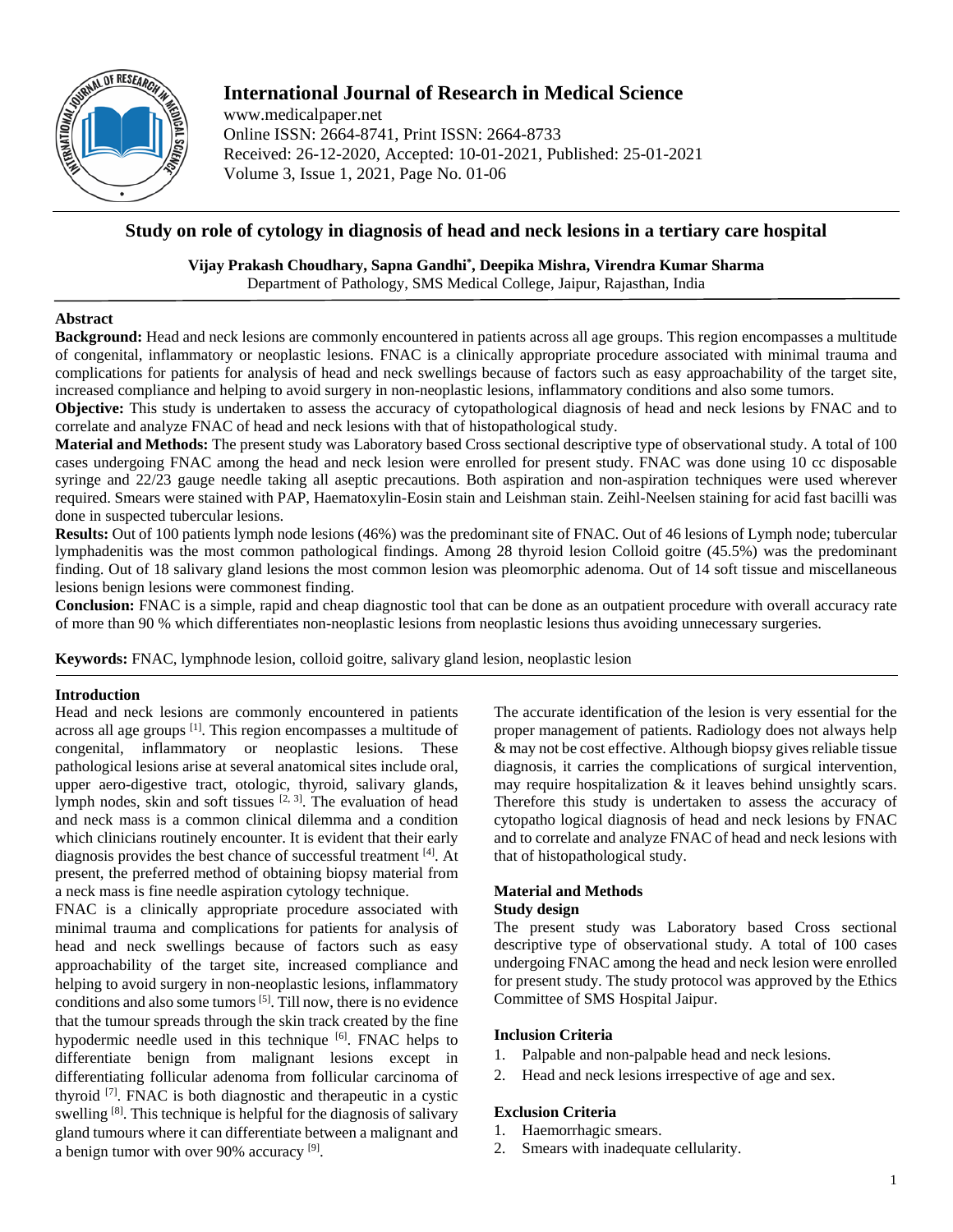# International Journal of Research in Medical Science

www.medicalpaper.net
Online ISSN: 2664-8741, Print ISSN: 2664-8733
Received: 26-12-2020, Accepted: 10-01-2021, Published: 25-01-2021
Volume 3, Issue 1, 2021, Page No. 01-06

## Study on role of cytology in diagnosis of head and neck lesions in a tertiary care hospital

**Vijay Prakash Choudhary, Sapna Gandhi*, Deepika Mishra, Virendra Kumar Sharma**
Department of Pathology, SMS Medical College, Jaipur, Rajasthan, India

### Abstract

**Background:** Head and neck lesions are commonly encountered in patients across all age groups. This region encompasses a multitude of congenital, inflammatory or neoplastic lesions. FNAC is a clinically appropriate procedure associated with minimal trauma and complications for patients for analysis of head and neck swellings because of factors such as easy approachability of the target site, increased compliance and helping to avoid surgery in non-neoplastic lesions, inflammatory conditions and also some tumors.

**Objective:** This study is undertaken to assess the accuracy of cytopathological diagnosis of head and neck lesions by FNAC and to correlate and analyze FNAC of head and neck lesions with that of histopathological study.

**Material and Methods:** The present study was Laboratory based Cross sectional descriptive type of observational study. A total of 100 cases undergoing FNAC among the head and neck lesion were enrolled for present study. FNAC was done using 10 cc disposable syringe and 22/23 gauge needle taking all aseptic precautions. Both aspiration and non-aspiration techniques were used wherever required. Smears were stained with PAP, Haematoxylin-Eosin stain and Leishman stain. Zeihl-Neelsen staining for acid fast bacilli was done in suspected tubercular lesions.

**Results:** Out of 100 patients lymph node lesions (46%) was the predominant site of FNAC. Out of 46 lesions of Lymph node; tubercular lymphadenitis was the most common pathological findings. Among 28 thyroid lesion Colloid goitre (45.5%) was the predominant finding. Out of 18 salivary gland lesions the most common lesion was pleomorphic adenoma. Out of 14 soft tissue and miscellaneous lesions benign lesions were commonest finding.

**Conclusion:** FNAC is a simple, rapid and cheap diagnostic tool that can be done as an outpatient procedure with overall accuracy rate of more than 90 % which differentiates non-neoplastic lesions from neoplastic lesions thus avoiding unnecessary surgeries.

**Keywords:** FNAC, lymphnode lesion, colloid goitre, salivary gland lesion, neoplastic lesion

### Introduction

Head and neck lesions are commonly encountered in patients across all age groups [1]. This region encompasses a multitude of congenital, inflammatory or neoplastic lesions. These pathological lesions arise at several anatomical sites include oral, upper aero-digestive tract, otologic, thyroid, salivary glands, lymph nodes, skin and soft tissues [2, 3]. The evaluation of head and neck mass is a common clinical dilemma and a condition which clinicians routinely encounter. It is evident that their early diagnosis provides the best chance of successful treatment [4]. At present, the preferred method of obtaining biopsy material from a neck mass is fine needle aspiration cytology technique.

FNAC is a clinically appropriate procedure associated with minimal trauma and complications for patients for analysis of head and neck swellings because of factors such as easy approachability of the target site, increased compliance and helping to avoid surgery in non-neoplastic lesions, inflammatory conditions and also some tumors [5]. Till now, there is no evidence that the tumour spreads through the skin track created by the fine hypodermic needle used in this technique [6]. FNAC helps to differentiate benign from malignant lesions except in differentiating follicular adenoma from follicular carcinoma of thyroid [7]. FNAC is both diagnostic and therapeutic in a cystic swelling [8]. This technique is helpful for the diagnosis of salivary gland tumours where it can differentiate between a malignant and a benign tumor with over 90% accuracy [9].

The accurate identification of the lesion is very essential for the proper management of patients. Radiology does not always help & may not be cost effective. Although biopsy gives reliable tissue diagnosis, it carries the complications of surgical intervention, may require hospitalization & it leaves behind unsightly scars. Therefore this study is undertaken to assess the accuracy of cytopatho logical diagnosis of head and neck lesions by FNAC and to correlate and analyze FNAC of head and neck lesions with that of histopathological study.

### Material and Methods

#### Study design

The present study was Laboratory based Cross sectional descriptive type of observational study. A total of 100 cases undergoing FNAC among the head and neck lesion were enrolled for present study. The study protocol was approved by the Ethics Committee of SMS Hospital Jaipur.

#### Inclusion Criteria

1. Palpable and non-palpable head and neck lesions.
2. Head and neck lesions irrespective of age and sex.

#### Exclusion Criteria

1. Haemorrhagic smears.
2. Smears with inadequate cellularity.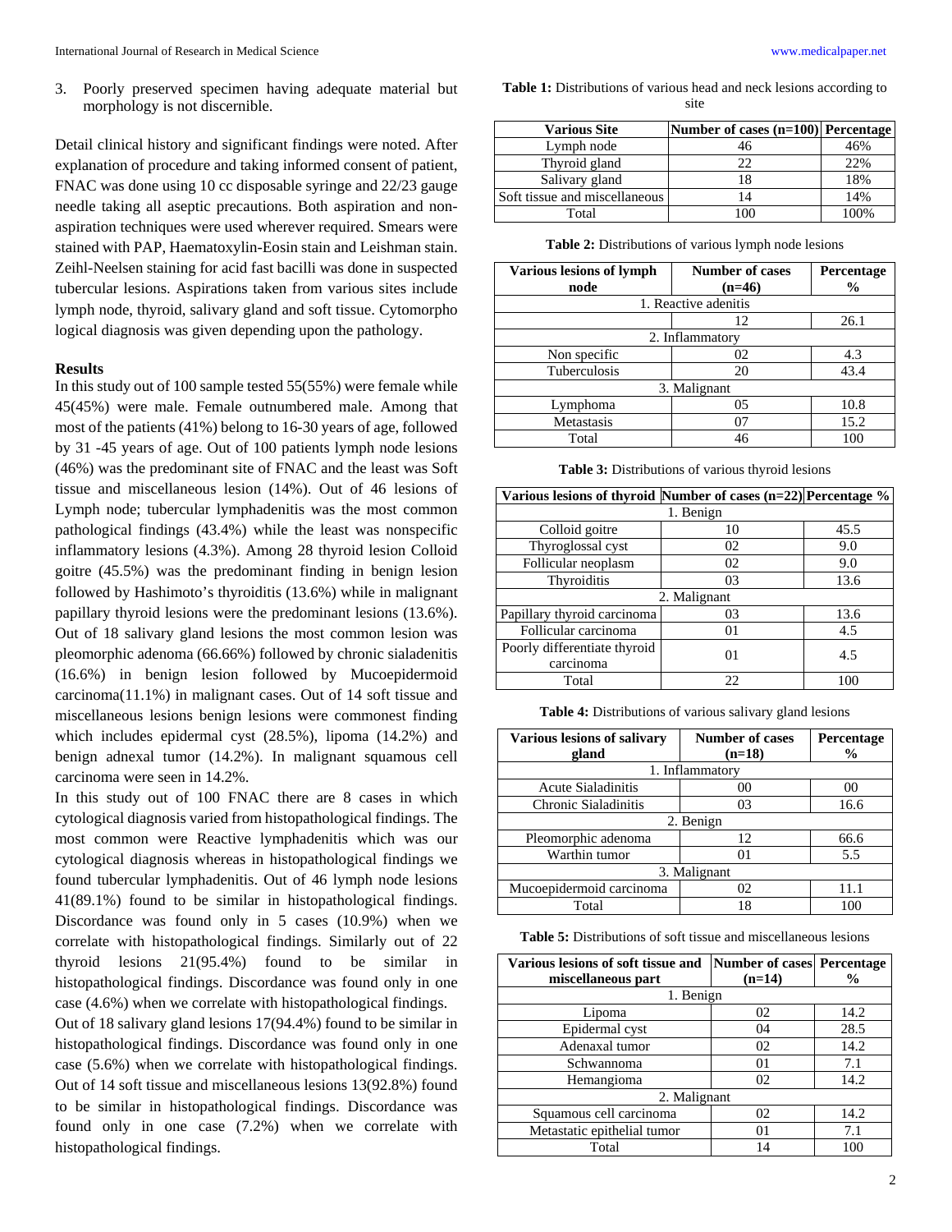3. Poorly preserved specimen having adequate material but morphology is not discernible.

Detail clinical history and significant findings were noted. After explanation of procedure and taking informed consent of patient, FNAC was done using 10 cc disposable syringe and 22/23 gauge needle taking all aseptic precautions. Both aspiration and non-aspiration techniques were used wherever required. Smears were stained with PAP, Haematoxylin-Eosin stain and Leishman stain. Zeihl-Neelsen staining for acid fast bacilli was done in suspected tubercular lesions. Aspirations taken from various sites include lymph node, thyroid, salivary gland and soft tissue. Cytomorpho logical diagnosis was given depending upon the pathology.

**Results**

In this study out of 100 sample tested 55(55%) were female while 45(45%) were male. Female outnumbered male. Among that most of the patients (41%) belong to 16-30 years of age, followed by 31 -45 years of age. Out of 100 patients lymph node lesions (46%) was the predominant site of FNAC and the least was Soft tissue and miscellaneous lesion (14%). Out of 46 lesions of Lymph node; tubercular lymphadenitis was the most common pathological findings (43.4%) while the least was nonspecific inflammatory lesions (4.3%). Among 28 thyroid lesion Colloid goitre (45.5%) was the predominant finding in benign lesion followed by Hashimoto's thyroiditis (13.6%) while in malignant papillary thyroid lesions were the predominant lesions (13.6%). Out of 18 salivary gland lesions the most common lesion was pleomorphic adenoma (66.66%) followed by chronic sialadenitis (16.6%) in benign lesion followed by Mucoepidermoid carcinoma(11.1%) in malignant cases. Out of 14 soft tissue and miscellaneous lesions benign lesions were commonest finding which includes epidermal cyst (28.5%), lipoma (14.2%) and benign adnexal tumor (14.2%). In malignant squamous cell carcinoma were seen in 14.2%.

In this study out of 100 FNAC there are 8 cases in which cytological diagnosis varied from histopathological findings. The most common were Reactive lymphadenitis which was our cytological diagnosis whereas in histopathological findings we found tubercular lymphadenitis. Out of 46 lymph node lesions 41(89.1%) found to be similar in histopathological findings. Discordance was found only in 5 cases (10.9%) when we correlate with histopathological findings. Similarly out of 22 thyroid lesions 21(95.4%) found to be similar in histopathological findings. Discordance was found only in one case (4.6%) when we correlate with histopathological findings.

Out of 18 salivary gland lesions 17(94.4%) found to be similar in histopathological findings. Discordance was found only in one case (5.6%) when we correlate with histopathological findings. Out of 14 soft tissue and miscellaneous lesions 13(92.8%) found to be similar in histopathological findings. Discordance was found only in one case (7.2%) when we correlate with histopathological findings.

**Table 1:** Distributions of various head and neck lesions according to site

| Various Site | Number of cases (n=100) | Percentage |
|---|---|---|
| Lymph node | 46 | 46% |
| Thyroid gland | 22 | 22% |
| Salivary gland | 18 | 18% |
| Soft tissue and miscellaneous | 14 | 14% |
| Total | 100 | 100% |

**Table 2:** Distributions of various lymph node lesions

| Various lesions of lymph node | Number of cases (n=46) | Percentage % |
|---|---|---|
| 1. Reactive adenitis | | |
| | 12 | 26.1 |
| 2. Inflammatory | | |
| Non specific | 02 | 4.3 |
| Tuberculosis | 20 | 43.4 |
| 3. Malignant | | |
| Lymphoma | 05 | 10.8 |
| Metastasis | 07 | 15.2 |
| Total | 46 | 100 |

**Table 3:** Distributions of various thyroid lesions

| Various lesions of thyroid | Number of cases (n=22) | Percentage % |
|---|---|---|
| 1. Benign | | |
| Colloid goitre | 10 | 45.5 |
| Thyroglossal cyst | 02 | 9.0 |
| Follicular neoplasm | 02 | 9.0 |
| Thyroiditis | 03 | 13.6 |
| 2. Malignant | | |
| Papillary thyroid carcinoma | 03 | 13.6 |
| Follicular carcinoma | 01 | 4.5 |
| Poorly differentiate thyroid carcinoma | 01 | 4.5 |
| Total | 22 | 100 |

**Table 4:** Distributions of various salivary gland lesions

| Various lesions of salivary gland | Number of cases (n=18) | Percentage % |
|---|---|---|
| 1. Inflammatory | | |
| Acute Sialadinitis | 00 | 00 |
| Chronic Sialadinitis | 03 | 16.6 |
| 2. Benign | | |
| Pleomorphic adenoma | 12 | 66.6 |
| Warthin tumor | 01 | 5.5 |
| 3. Malignant | | |
| Mucoepidermoid carcinoma | 02 | 11.1 |
| Total | 18 | 100 |

**Table 5:** Distributions of soft tissue and miscellaneous lesions

| Various lesions of soft tissue and miscellaneous part | Number of cases (n=14) | Percentage % |
|---|---|---|
| 1. Benign | | |
| Lipoma | 02 | 14.2 |
| Epidermal cyst | 04 | 28.5 |
| Adenaxal tumor | 02 | 14.2 |
| Schwannoma | 01 | 7.1 |
| Hemangioma | 02 | 14.2 |
| 2. Malignant | | |
| Squamous cell carcinoma | 02 | 14.2 |
| Metastatic epithelial tumor | 01 | 7.1 |
| Total | 14 | 100 |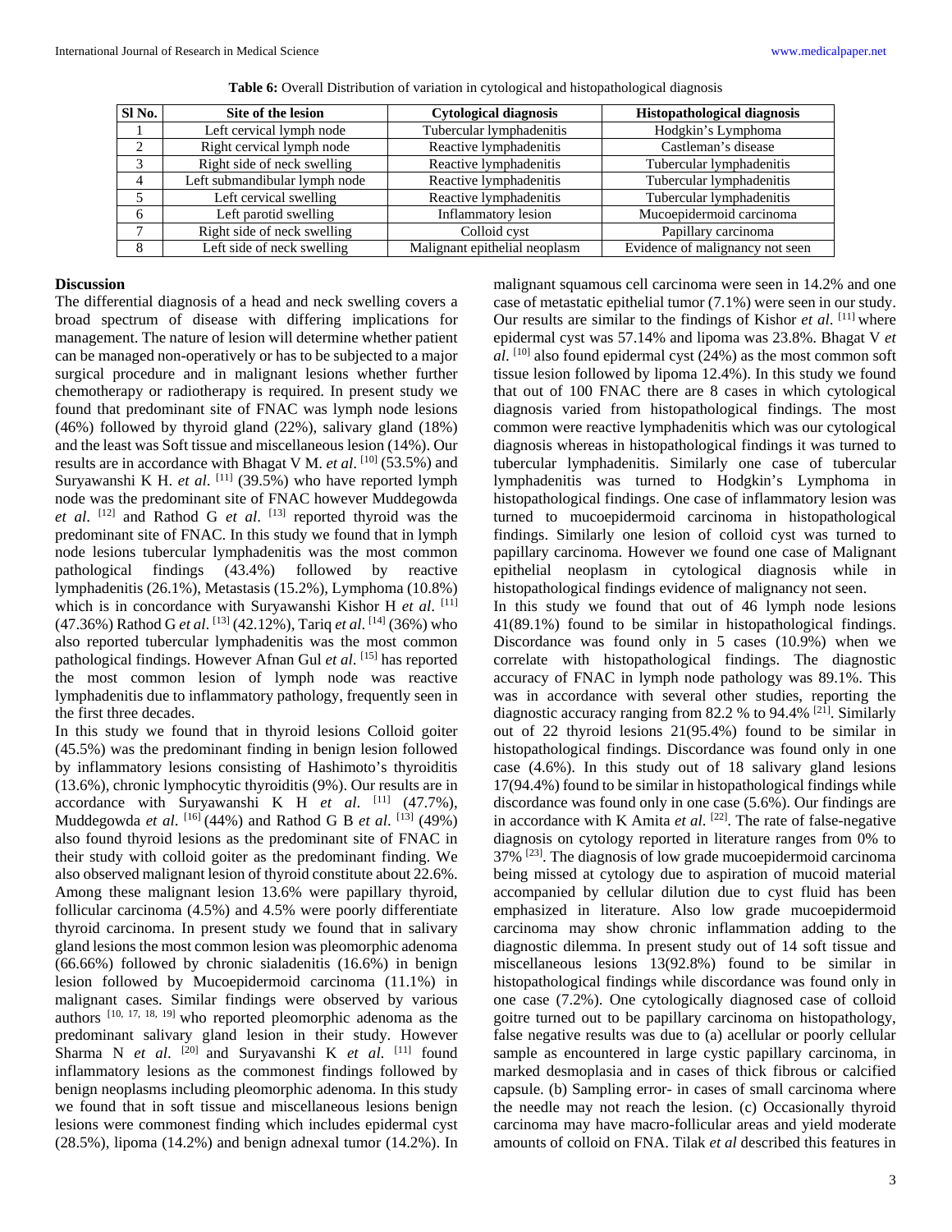**Table 6:** Overall Distribution of variation in cytological and histopathological diagnosis

| Sl No. | Site of the lesion | Cytological diagnosis | Histopathological diagnosis |
|---|---|---|---|
| 1 | Left cervical lymph node | Tubercular lymphadenitis | Hodgkin's Lymphoma |
| 2 | Right cervical lymph node | Reactive lymphadenitis | Castleman's disease |
| 3 | Right side of neck swelling | Reactive lymphadenitis | Tubercular lymphadenitis |
| 4 | Left submandibular lymph node | Reactive lymphadenitis | Tubercular lymphadenitis |
| 5 | Left cervical swelling | Reactive lymphadenitis | Tubercular lymphadenitis |
| 6 | Left parotid swelling | Inflammatory lesion | Mucoepidermoid carcinoma |
| 7 | Right side of neck swelling | Colloid cyst | Papillary carcinoma |
| 8 | Left side of neck swelling | Malignant epithelial neoplasm | Evidence of malignancy not seen |

## Discussion

The differential diagnosis of a head and neck swelling covers a broad spectrum of disease with differing implications for management. The nature of lesion will determine whether patient can be managed non-operatively or has to be subjected to a major surgical procedure and in malignant lesions whether further chemotherapy or radiotherapy is required. In present study we found that predominant site of FNAC was lymph node lesions (46%) followed by thyroid gland (22%), salivary gland (18%) and the least was Soft tissue and miscellaneous lesion (14%). Our results are in accordance with Bhagat V M. *et al*. [10] (53.5%) and Suryawanshi K H. *et al*. [11] (39.5%) who have reported lymph node was the predominant site of FNAC however Muddegowda *et al*. [12] and Rathod G *et al*. [13] reported thyroid was the predominant site of FNAC. In this study we found that in lymph node lesions tubercular lymphadenitis was the most common pathological findings (43.4%) followed by reactive lymphadenitis (26.1%), Metastasis (15.2%), Lymphoma (10.8%) which is in concordance with Suryawanshi Kishor H *et al*. [11] (47.36%) Rathod G *et al*. [13] (42.12%), Tariq *et al*. [14] (36%) who also reported tubercular lymphadenitis was the most common pathological findings. However Afnan Gul *et al*. [15] has reported the most common lesion of lymph node was reactive lymphadenitis due to inflammatory pathology, frequently seen in the first three decades.

In this study we found that in thyroid lesions Colloid goiter (45.5%) was the predominant finding in benign lesion followed by inflammatory lesions consisting of Hashimoto's thyroiditis (13.6%), chronic lymphocytic thyroiditis (9%). Our results are in accordance with Suryawanshi K H *et al*. [11] (47.7%), Muddegowda *et al*. [16] (44%) and Rathod G B *et al*. [13] (49%) also found thyroid lesions as the predominant site of FNAC in their study with colloid goiter as the predominant finding. We also observed malignant lesion of thyroid constitute about 22.6%. Among these malignant lesion 13.6% were papillary thyroid, follicular carcinoma (4.5%) and 4.5% were poorly differentiate thyroid carcinoma. In present study we found that in salivary gland lesions the most common lesion was pleomorphic adenoma (66.66%) followed by chronic sialadenitis (16.6%) in benign lesion followed by Mucoepidermoid carcinoma (11.1%) in malignant cases. Similar findings were observed by various authors [10, 17, 18, 19] who reported pleomorphic adenoma as the predominant salivary gland lesion in their study. However Sharma N *et al*. [20] and Suryavanshi K *et al*. [11] found inflammatory lesions as the commonest findings followed by benign neoplasms including pleomorphic adenoma. In this study we found that in soft tissue and miscellaneous lesions benign lesions were commonest finding which includes epidermal cyst (28.5%), lipoma (14.2%) and benign adnexal tumor (14.2%). In malignant squamous cell carcinoma were seen in 14.2% and one case of metastatic epithelial tumor (7.1%) were seen in our study. Our results are similar to the findings of Kishor *et al*. [11] where epidermal cyst was 57.14% and lipoma was 23.8%. Bhagat V *et al*. [10] also found epidermal cyst (24%) as the most common soft tissue lesion followed by lipoma 12.4%). In this study we found that out of 100 FNAC there are 8 cases in which cytological diagnosis varied from histopathological findings. The most common were reactive lymphadenitis which was our cytological diagnosis whereas in histopathological findings it was turned to tubercular lymphadenitis. Similarly one case of tubercular lymphadenitis was turned to Hodgkin's Lymphoma in histopathological findings. One case of inflammatory lesion was turned to mucoepidermoid carcinoma in histopathological findings. Similarly one lesion of colloid cyst was turned to papillary carcinoma. However we found one case of Malignant epithelial neoplasm in cytological diagnosis while in histopathological findings evidence of malignancy not seen.

In this study we found that out of 46 lymph node lesions 41(89.1%) found to be similar in histopathological findings. Discordance was found only in 5 cases (10.9%) when we correlate with histopathological findings. The diagnostic accuracy of FNAC in lymph node pathology was 89.1%. This was in accordance with several other studies, reporting the diagnostic accuracy ranging from 82.2 % to 94.4% [21]. Similarly out of 22 thyroid lesions 21(95.4%) found to be similar in histopathological findings. Discordance was found only in one case (4.6%). In this study out of 18 salivary gland lesions 17(94.4%) found to be similar in histopathological findings while discordance was found only in one case (5.6%). Our findings are in accordance with K Amita *et al*. [22]. The rate of false-negative diagnosis on cytology reported in literature ranges from 0% to 37% [23]. The diagnosis of low grade mucoepidermoid carcinoma being missed at cytology due to aspiration of mucoid material accompanied by cellular dilution due to cyst fluid has been emphasized in literature. Also low grade mucoepidermoid carcinoma may show chronic inflammation adding to the diagnostic dilemma. In present study out of 14 soft tissue and miscellaneous lesions 13(92.8%) found to be similar in histopathological findings while discordance was found only in one case (7.2%). One cytologically diagnosed case of colloid goitre turned out to be papillary carcinoma on histopathology, false negative results was due to (a) acellular or poorly cellular sample as encountered in large cystic papillary carcinoma, in marked desmoplasia and in cases of thick fibrous or calcified capsule. (b) Sampling error- in cases of small carcinoma where the needle may not reach the lesion. (c) Occasionally thyroid carcinoma may have macro-follicular areas and yield moderate amounts of colloid on FNA. Tilak *et al* described this features in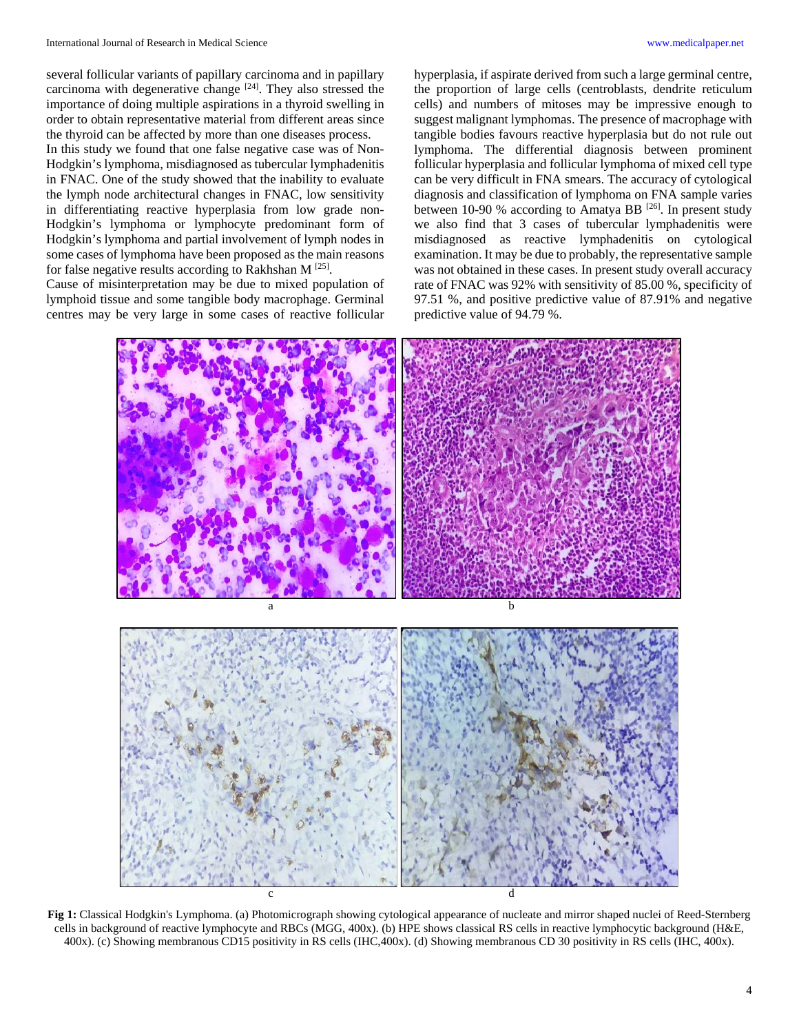several follicular variants of papillary carcinoma and in papillary carcinoma with degenerative change [24]. They also stressed the importance of doing multiple aspirations in a thyroid swelling in order to obtain representative material from different areas since the thyroid can be affected by more than one diseases process.

In this study we found that one false negative case was of Non-Hodgkin's lymphoma, misdiagnosed as tubercular lymphadenitis in FNAC. One of the study showed that the inability to evaluate the lymph node architectural changes in FNAC, low sensitivity in differentiating reactive hyperplasia from low grade non-Hodgkin's lymphoma or lymphocyte predominant form of Hodgkin's lymphoma and partial involvement of lymph nodes in some cases of lymphoma have been proposed as the main reasons for false negative results according to Rakhshan M [25].

Cause of misinterpretation may be due to mixed population of lymphoid tissue and some tangible body macrophage. Germinal centres may be very large in some cases of reactive follicular hyperplasia, if aspirate derived from such a large germinal centre, the proportion of large cells (centroblasts, dendrite reticulum cells) and numbers of mitoses may be impressive enough to suggest malignant lymphomas. The presence of macrophage with tangible bodies favours reactive hyperplasia but do not rule out lymphoma. The differential diagnosis between prominent follicular hyperplasia and follicular lymphoma of mixed cell type can be very difficult in FNA smears. The accuracy of cytological diagnosis and classification of lymphoma on FNA sample varies between 10-90 % according to Amatya BB [26]. In present study we also find that 3 cases of tubercular lymphadenitis were misdiagnosed as reactive lymphadenitis on cytological examination. It may be due to probably, the representative sample was not obtained in these cases. In present study overall accuracy rate of FNAC was 92% with sensitivity of 85.00 %, specificity of 97.51 %, and positive predictive value of 87.91% and negative predictive value of 94.79 %.

a b

c d

**Fig 1:** Classical Hodgkin's Lymphoma. (a) Photomicrograph showing cytological appearance of nucleate and mirror shaped nuclei of Reed-Sternberg cells in background of reactive lymphocyte and RBCs (MGG, 400x). (b) HPE shows classical RS cells in reactive lymphocytic background (H&E, 400x). (c) Showing membranous CD15 positivity in RS cells (IHC,400x). (d) Showing membranous CD 30 positivity in RS cells (IHC, 400x).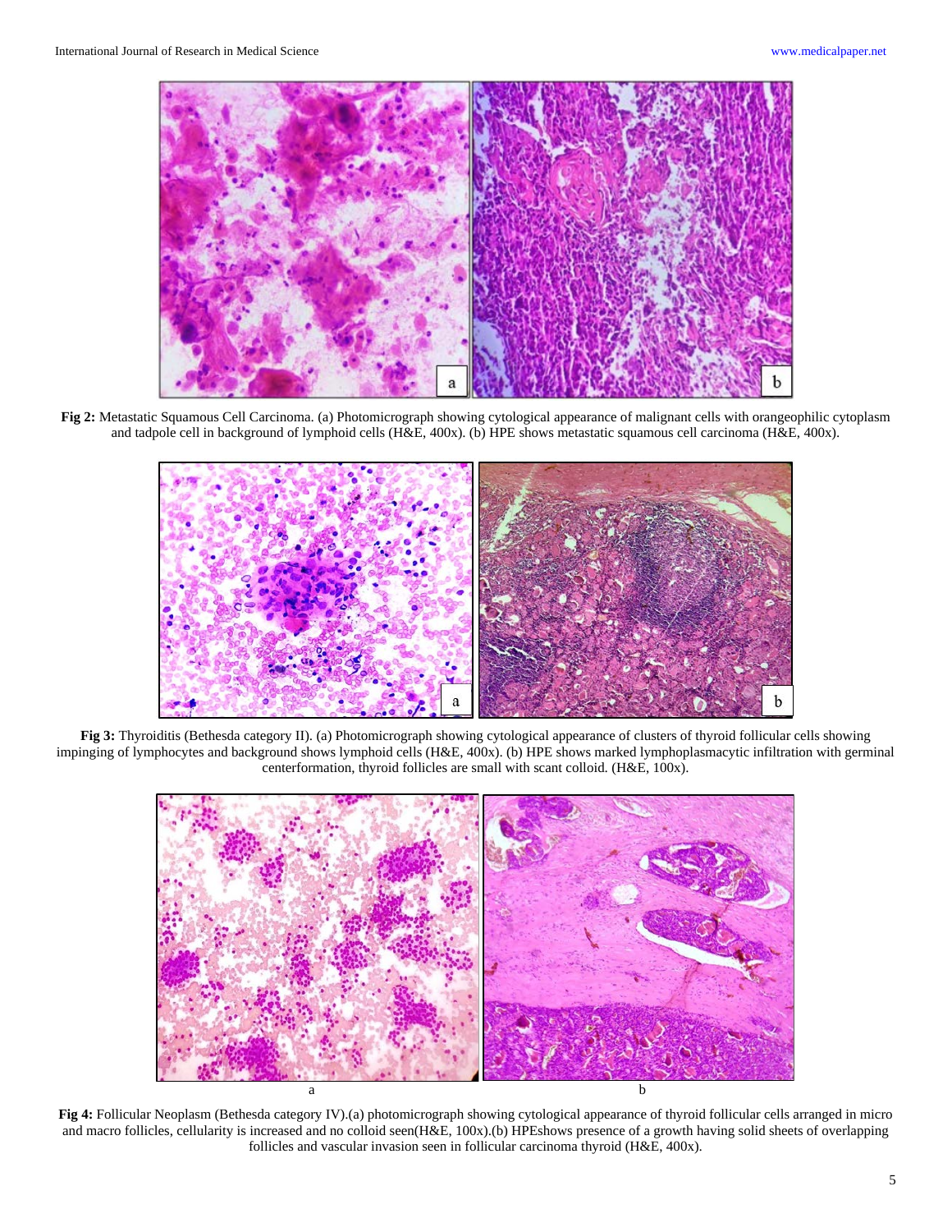**Fig 2:** Metastatic Squamous Cell Carcinoma. (a) Photomicrograph showing cytological appearance of malignant cells with orangeophilic cytoplasm and tadpole cell in background of lymphoid cells (H&E, 400x). (b) HPE shows metastatic squamous cell carcinoma (H&E, 400x).

**Fig 3:** Thyroiditis (Bethesda category II). (a) Photomicrograph showing cytological appearance of clusters of thyroid follicular cells showing impinging of lymphocytes and background shows lymphoid cells (H&E, 400x). (b) HPE shows marked lymphoplasmacytic infiltration with germinal centerformation, thyroid follicles are small with scant colloid. (H&E, 100x).

**Fig 4:** Follicular Neoplasm (Bethesda category IV).(a) photomicrograph showing cytological appearance of thyroid follicular cells arranged in micro and macro follicles, cellularity is increased and no colloid seen(H&E, 100x).(b) HPEshows presence of a growth having solid sheets of overlapping follicles and vascular invasion seen in follicular carcinoma thyroid (H&E, 400x).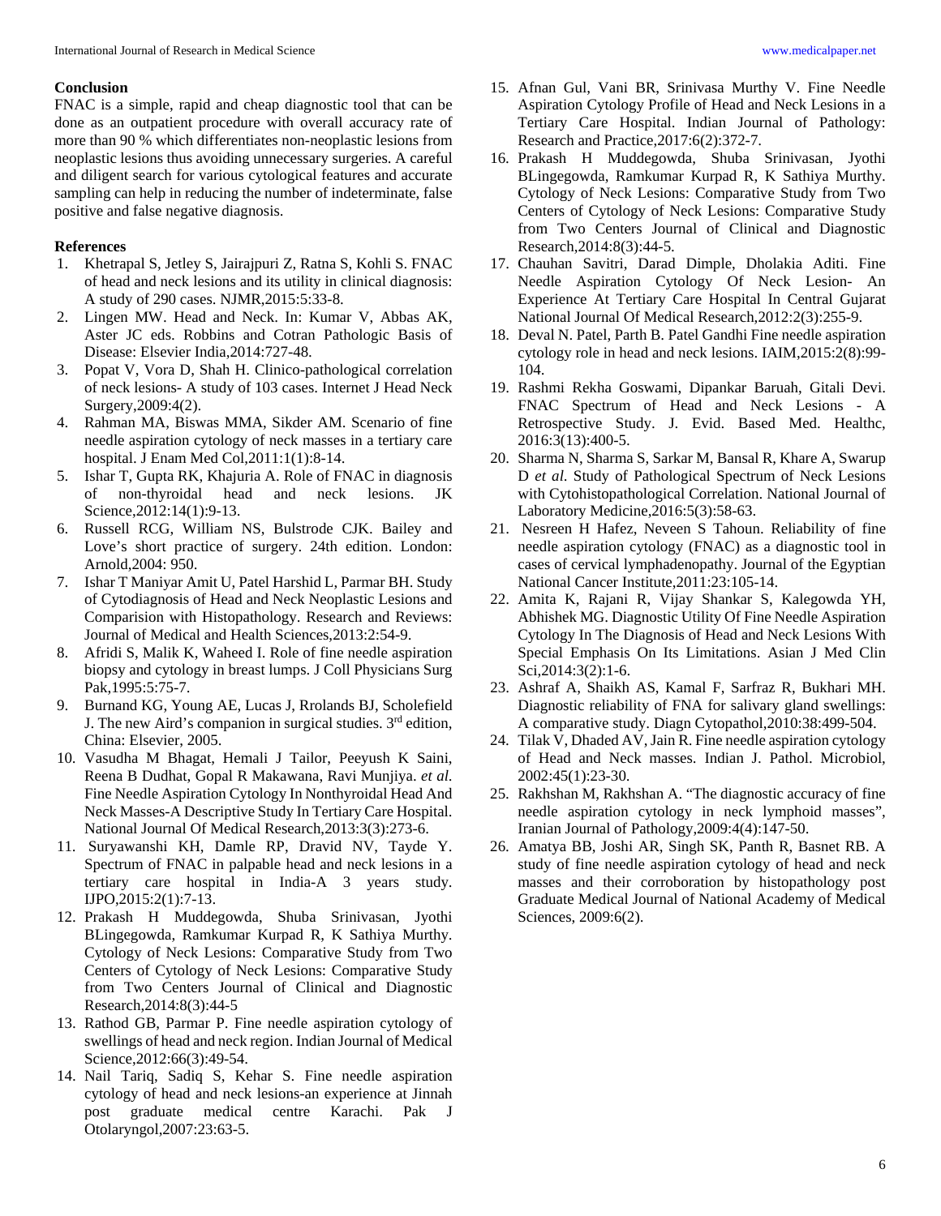## Conclusion

FNAC is a simple, rapid and cheap diagnostic tool that can be done as an outpatient procedure with overall accuracy rate of more than 90 % which differentiates non-neoplastic lesions from neoplastic lesions thus avoiding unnecessary surgeries. A careful and diligent search for various cytological features and accurate sampling can help in reducing the number of indeterminate, false positive and false negative diagnosis.

## References

1. Khetrapal S, Jetley S, Jairajpuri Z, Ratna S, Kohli S. FNAC of head and neck lesions and its utility in clinical diagnosis: A study of 290 cases. NJMR,2015:5:33-8.
2. Lingen MW. Head and Neck. In: Kumar V, Abbas AK, Aster JC eds. Robbins and Cotran Pathologic Basis of Disease: Elsevier India,2014:727-48.
3. Popat V, Vora D, Shah H. Clinico-pathological correlation of neck lesions- A study of 103 cases. Internet J Head Neck Surgery,2009:4(2).
4. Rahman MA, Biswas MMA, Sikder AM. Scenario of fine needle aspiration cytology of neck masses in a tertiary care hospital. J Enam Med Col,2011:1(1):8-14.
5. Ishar T, Gupta RK, Khajuria A. Role of FNAC in diagnosis of non-thyroidal head and neck lesions. JK Science,2012:14(1):9-13.
6. Russell RCG, William NS, Bulstrode CJK. Bailey and Love's short practice of surgery. 24th edition. London: Arnold,2004: 950.
7. Ishar T Maniyar Amit U, Patel Harshid L, Parmar BH. Study of Cytodiagnosis of Head and Neck Neoplastic Lesions and Comparision with Histopathology. Research and Reviews: Journal of Medical and Health Sciences,2013:2:54-9.
8. Afridi S, Malik K, Waheed I. Role of fine needle aspiration biopsy and cytology in breast lumps. J Coll Physicians Surg Pak,1995:5:75-7.
9. Burnand KG, Young AE, Lucas J, Rrolands BJ, Scholefield J. The new Aird's companion in surgical studies. 3rd edition, China: Elsevier, 2005.
10. Vasudha M Bhagat, Hemali J Tailor, Peeyush K Saini, Reena B Dudhat, Gopal R Makawana, Ravi Munjiya. *et al.* Fine Needle Aspiration Cytology In Nonthyroidal Head And Neck Masses-A Descriptive Study In Tertiary Care Hospital. National Journal Of Medical Research,2013:3(3):273-6.
11. Suryawanshi KH, Damle RP, Dravid NV, Tayde Y. Spectrum of FNAC in palpable head and neck lesions in a tertiary care hospital in India-A 3 years study. IJPO,2015:2(1):7-13.
12. Prakash H Muddegowda, Shuba Srinivasan, Jyothi BLingegowda, Ramkumar Kurpad R, K Sathiya Murthy. Cytology of Neck Lesions: Comparative Study from Two Centers of Cytology of Neck Lesions: Comparative Study from Two Centers Journal of Clinical and Diagnostic Research,2014:8(3):44-5
13. Rathod GB, Parmar P. Fine needle aspiration cytology of swellings of head and neck region. Indian Journal of Medical Science,2012:66(3):49-54.
14. Nail Tariq, Sadiq S, Kehar S. Fine needle aspiration cytology of head and neck lesions-an experience at Jinnah post graduate medical centre Karachi. Pak J Otolaryngol,2007:23:63-5.
15. Afnan Gul, Vani BR, Srinivasa Murthy V. Fine Needle Aspiration Cytology Profile of Head and Neck Lesions in a Tertiary Care Hospital. Indian Journal of Pathology: Research and Practice,2017:6(2):372-7.
16. Prakash H Muddegowda, Shuba Srinivasan, Jyothi BLingegowda, Ramkumar Kurpad R, K Sathiya Murthy. Cytology of Neck Lesions: Comparative Study from Two Centers of Cytology of Neck Lesions: Comparative Study from Two Centers Journal of Clinical and Diagnostic Research,2014:8(3):44-5.
17. Chauhan Savitri, Darad Dimple, Dholakia Aditi. Fine Needle Aspiration Cytology Of Neck Lesion- An Experience At Tertiary Care Hospital In Central Gujarat National Journal Of Medical Research,2012:2(3):255-9.
18. Deval N. Patel, Parth B. Patel Gandhi Fine needle aspiration cytology role in head and neck lesions. IAIM,2015:2(8):99-104.
19. Rashmi Rekha Goswami, Dipankar Baruah, Gitali Devi. FNAC Spectrum of Head and Neck Lesions - A Retrospective Study. J. Evid. Based Med. Healthc, 2016:3(13):400-5.
20. Sharma N, Sharma S, Sarkar M, Bansal R, Khare A, Swarup D *et al.* Study of Pathological Spectrum of Neck Lesions with Cytohistopathological Correlation. National Journal of Laboratory Medicine,2016:5(3):58-63.
21. Nesreen H Hafez, Neveen S Tahoun. Reliability of fine needle aspiration cytology (FNAC) as a diagnostic tool in cases of cervical lymphadenopathy. Journal of the Egyptian National Cancer Institute,2011:23:105-14.
22. Amita K, Rajani R, Vijay Shankar S, Kalegowda YH, Abhishek MG. Diagnostic Utility Of Fine Needle Aspiration Cytology In The Diagnosis of Head and Neck Lesions With Special Emphasis On Its Limitations. Asian J Med Clin Sci,2014:3(2):1-6.
23. Ashraf A, Shaikh AS, Kamal F, Sarfraz R, Bukhari MH. Diagnostic reliability of FNA for salivary gland swellings: A comparative study. Diagn Cytopathol,2010:38:499-504.
24. Tilak V, Dhaded AV, Jain R. Fine needle aspiration cytology of Head and Neck masses. Indian J. Pathol. Microbiol, 2002:45(1):23-30.
25. Rakhshan M, Rakhshan A. "The diagnostic accuracy of fine needle aspiration cytology in neck lymphoid masses", Iranian Journal of Pathology,2009:4(4):147-50.
26. Amatya BB, Joshi AR, Singh SK, Panth R, Basnet RB. A study of fine needle aspiration cytology of head and neck masses and their corroboration by histopathology post Graduate Medical Journal of National Academy of Medical Sciences, 2009:6(2).